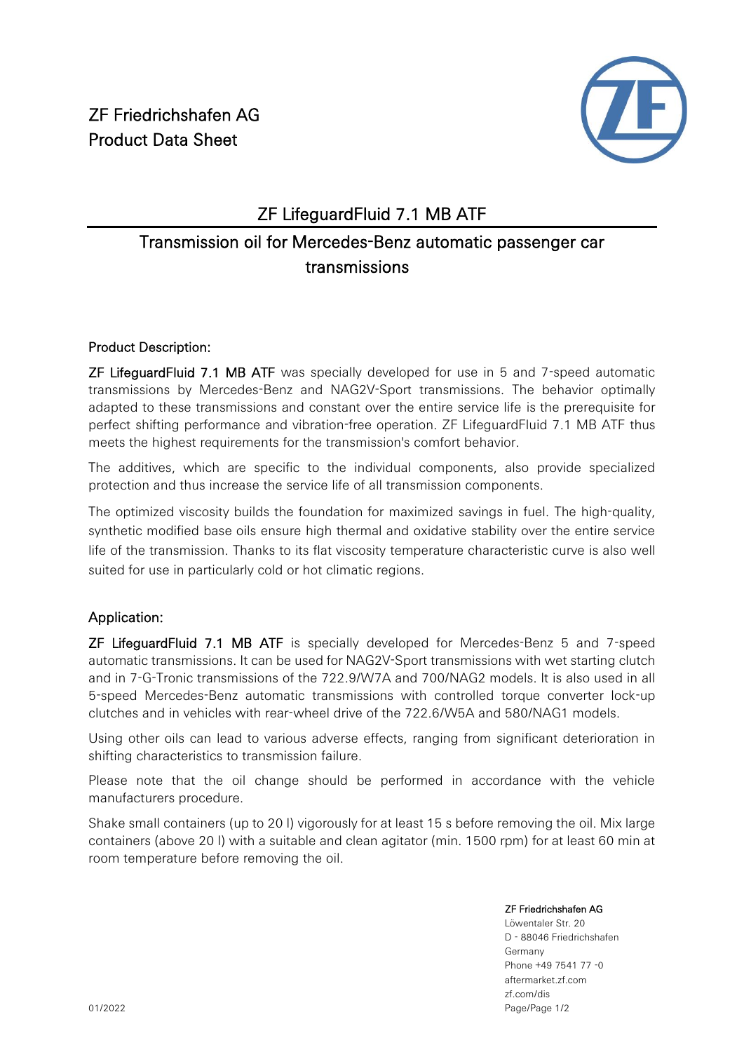ZF Friedrichshafen AG
Product Data Sheet

# ZF LifeguardFluid 7.1 MB ATF

## Transmission oil for Mercedes-Benz automatic passenger car transmissions

### Product Description:

**ZF LifeguardFluid 7.1 MB ATF** was specially developed for use in 5 and 7-speed automatic transmissions by Mercedes-Benz and NAG2V-Sport transmissions. The behavior optimally adapted to these transmissions and constant over the entire service life is the prerequisite for perfect shifting performance and vibration-free operation. ZF LifeguardFluid 7.1 MB ATF thus meets the highest requirements for the transmission's comfort behavior.

The additives, which are specific to the individual components, also provide specialized protection and thus increase the service life of all transmission components.

The optimized viscosity builds the foundation for maximized savings in fuel. The high-quality, synthetic modified base oils ensure high thermal and oxidative stability over the entire service life of the transmission. Thanks to its flat viscosity temperature characteristic curve is also well suited for use in particularly cold or hot climatic regions.

### Application:

**ZF LifeguardFluid 7.1 MB ATF** is specially developed for Mercedes-Benz 5 and 7-speed automatic transmissions. It can be used for NAG2V-Sport transmissions with wet starting clutch and in 7-G-Tronic transmissions of the 722.9/W7A and 700/NAG2 models. It is also used in all 5-speed Mercedes-Benz automatic transmissions with controlled torque converter lock-up clutches and in vehicles with rear-wheel drive of the 722.6/W5A and 580/NAG1 models.

Using other oils can lead to various adverse effects, ranging from significant deterioration in shifting characteristics to transmission failure.

Please note that the oil change should be performed in accordance with the vehicle manufacturers procedure.

Shake small containers (up to 20 l) vigorously for at least 15 s before removing the oil. Mix large containers (above 20 l) with a suitable and clean agitator (min. 1500 rpm) for at least 60 min at room temperature before removing the oil.

ZF Friedrichshafen AG
Löwentaler Str. 20
D - 88046 Friedrichshafen
Germany
Phone +49 7541 77 -0
aftermarket.zf.com
zf.com/dis

01/2022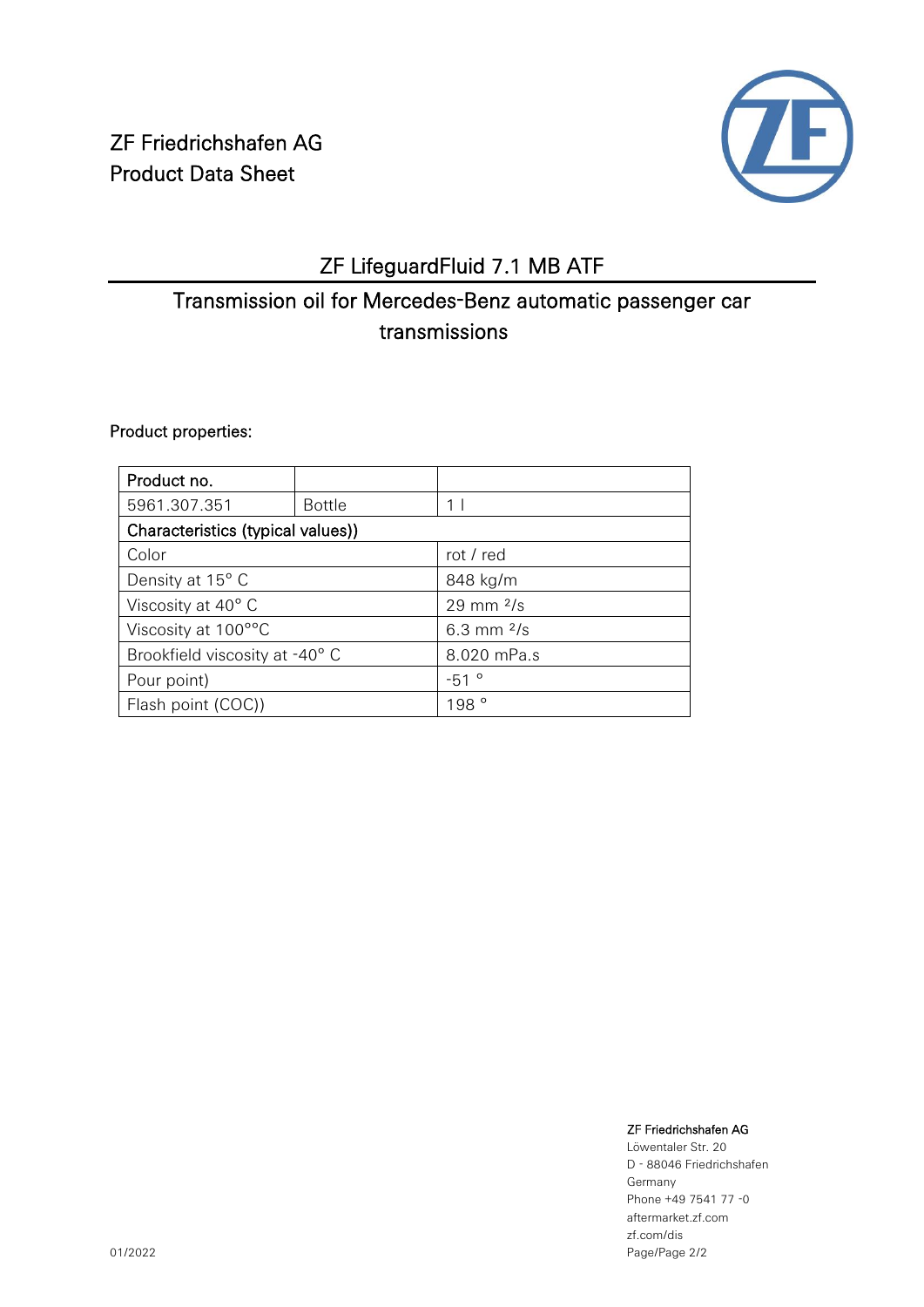ZF Friedrichshafen AG
Product Data Sheet

# ZF LifeguardFluid 7.1 MB ATF

## Transmission oil for Mercedes-Benz automatic passenger car transmissions

Product properties:

| Product no. | | |
|---|---|---|
| 5961.307.351 | Bottle | 1 l |
| Characteristics (typical values)) | | |
| Color | | rot / red |
| Density at 15° C | | 848 kg/m |
| Viscosity at 40° C | | 29 mm ²/s |
| Viscosity at 100°°C | | 6.3 mm ²/s |
| Brookfield viscosity at -40° C | | 8.020 mPa.s |
| Pour point) | | -51 ° |
| Flash point (COC)) | | 198 ° |

ZF Friedrichshafen AG
Löwentaler Str. 20
D - 88046 Friedrichshafen
Germany
Phone +49 7541 77 -0
aftermarket.zf.com
zf.com/dis

01/2022